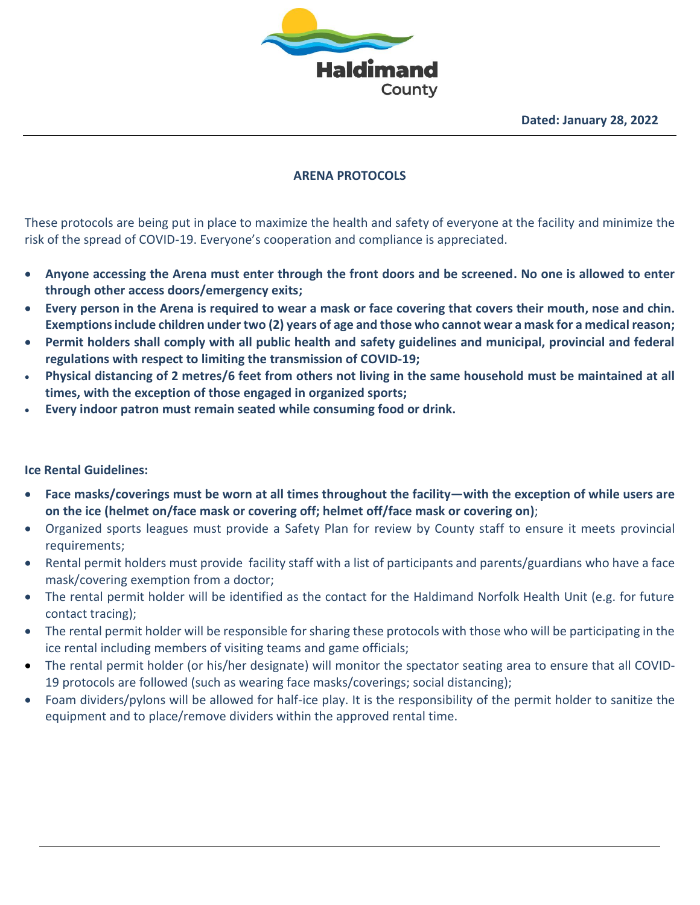Haldimand County

**Dated: January 28, 2022**

## ARENA PROTOCOLS

These protocols are being put in place to maximize the health and safety of everyone at the facility and minimize the risk of the spread of COVID-19. Everyone's cooperation and compliance is appreciated.

- **Anyone accessing the Arena must enter through the front doors and be screened. No one is allowed to enter through other access doors/emergency exits;**
- **Every person in the Arena is required to wear a mask or face covering that covers their mouth, nose and chin. Exemptions include children under two (2) years of age and those who cannot wear a mask for a medical reason;**
- **Permit holders shall comply with all public health and safety guidelines and municipal, provincial and federal regulations with respect to limiting the transmission of COVID-19;**
- **Physical distancing of 2 metres/6 feet from others not living in the same household must be maintained at all times, with the exception of those engaged in organized sports;**
- **Every indoor patron must remain seated while consuming food or drink.**

**Ice Rental Guidelines:**

- **Face masks/coverings must be worn at all times throughout the facility—with the exception of while users are on the ice (helmet on/face mask or covering off; helmet off/face mask or covering on)**;
- Organized sports leagues must provide a Safety Plan for review by County staff to ensure it meets provincial requirements;
- Rental permit holders must provide facility staff with a list of participants and parents/guardians who have a face mask/covering exemption from a doctor;
- The rental permit holder will be identified as the contact for the Haldimand Norfolk Health Unit (e.g. for future contact tracing);
- The rental permit holder will be responsible for sharing these protocols with those who will be participating in the ice rental including members of visiting teams and game officials;
- The rental permit holder (or his/her designate) will monitor the spectator seating area to ensure that all COVID-19 protocols are followed (such as wearing face masks/coverings; social distancing);
- Foam dividers/pylons will be allowed for half-ice play. It is the responsibility of the permit holder to sanitize the equipment and to place/remove dividers within the approved rental time.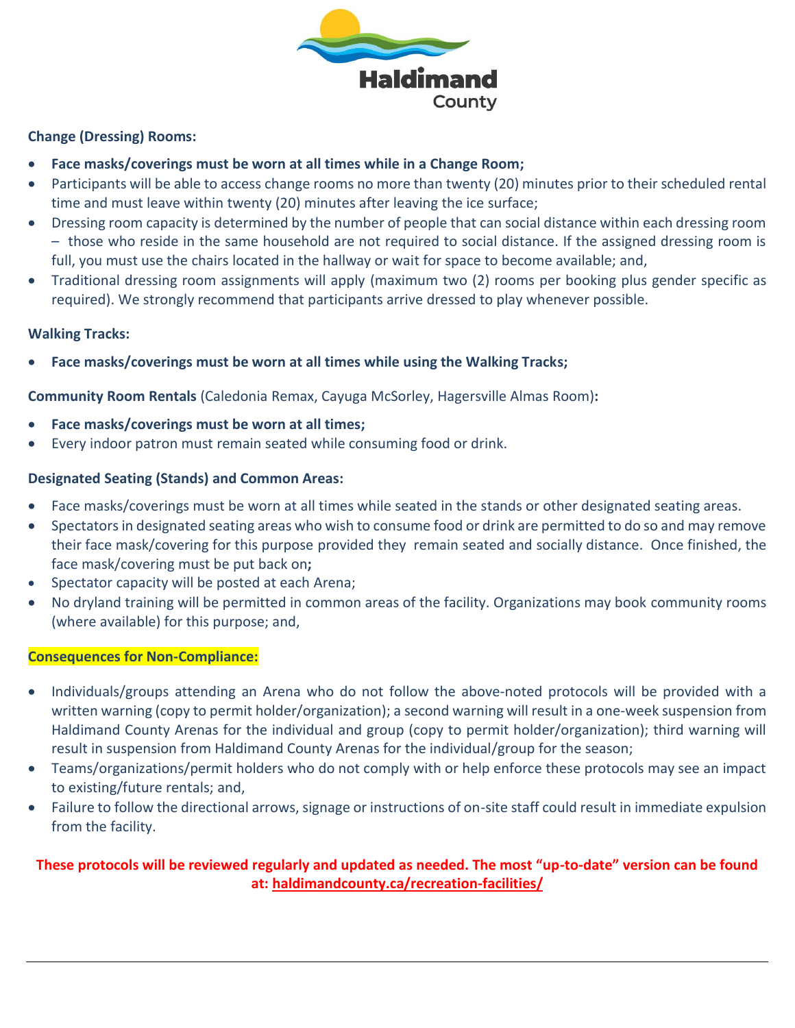**Change (Dressing) Rooms:**

- **Face masks/coverings must be worn at all times while in a Change Room;**
- Participants will be able to access change rooms no more than twenty (20) minutes prior to their scheduled rental time and must leave within twenty (20) minutes after leaving the ice surface;
- Dressing room capacity is determined by the number of people that can social distance within each dressing room – those who reside in the same household are not required to social distance. If the assigned dressing room is full, you must use the chairs located in the hallway or wait for space to become available; and,
- Traditional dressing room assignments will apply (maximum two (2) rooms per booking plus gender specific as required). We strongly recommend that participants arrive dressed to play whenever possible.

**Walking Tracks:**

- **Face masks/coverings must be worn at all times while using the Walking Tracks;**

**Community Room Rentals** (Caledonia Remax, Cayuga McSorley, Hagersville Almas Room)**:**

- **Face masks/coverings must be worn at all times;**
- Every indoor patron must remain seated while consuming food or drink.

**Designated Seating (Stands) and Common Areas:**

- Face masks/coverings must be worn at all times while seated in the stands or other designated seating areas.
- Spectators in designated seating areas who wish to consume food or drink are permitted to do so and may remove their face mask/covering for this purpose provided they remain seated and socially distance. Once finished, the face mask/covering must be put back on**;**
- Spectator capacity will be posted at each Arena;
- No dryland training will be permitted in common areas of the facility. Organizations may book community rooms (where available) for this purpose; and,

**Consequences for Non-Compliance:**

- Individuals/groups attending an Arena who do not follow the above-noted protocols will be provided with a written warning (copy to permit holder/organization); a second warning will result in a one-week suspension from Haldimand County Arenas for the individual and group (copy to permit holder/organization); third warning will result in suspension from Haldimand County Arenas for the individual/group for the season;
- Teams/organizations/permit holders who do not comply with or help enforce these protocols may see an impact to existing/future rentals; and,
- Failure to follow the directional arrows, signage or instructions of on-site staff could result in immediate expulsion from the facility.

**These protocols will be reviewed regularly and updated as needed. The most "up-to-date" version can be found at: haldimandcounty.ca/recreation-facilities/**